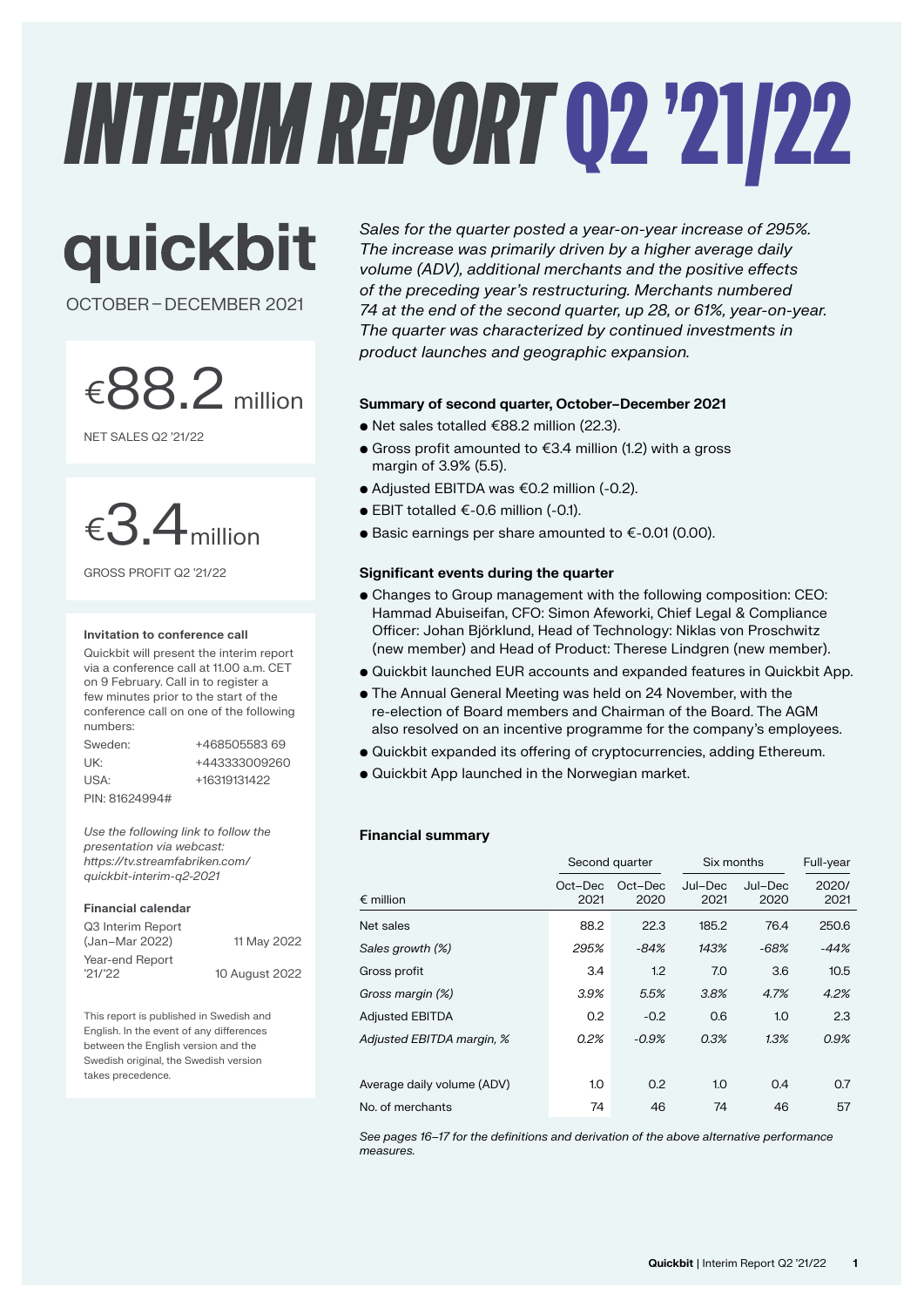# INTERIM REPORT Q2 '21/22

**quickbit**

OCTOBER – DECEMBER 2021

€88.2 million

NET SALES Q2 '21/22

€3.4 million

GROSS PROFIT Q2 '21/22

**Invitation to conference call**

Quickbit will present the interim report via a conference call at 11.00 a.m. CET on 9 February. Call in to register a few minutes prior to the start of the conference call on one of the following numbers:

| | |
|---|---|
| Sweden: | +468505583 69 |
| UK: | +443333009260 |
| USA: | +16319131422 |

PIN: 81624994#

*Use the following link to follow the presentation via webcast: https://tv.streamfabriken.com/quickbit-interim-q2-2021*

**Financial calendar**

| | |
|---|---|
| Q3 Interim Report (Jan–Mar 2022) | 11 May 2022 |
| Year-end Report '21/'22 | 10 August 2022 |

This report is published in Swedish and English. In the event of any differences between the English version and the Swedish original, the Swedish version takes precedence.

*Sales for the quarter posted a year-on-year increase of 295%. The increase was primarily driven by a higher average daily volume (ADV), additional merchants and the positive effects of the preceding year's restructuring. Merchants numbered 74 at the end of the second quarter, up 28, or 61%, year-on-year. The quarter was characterized by continued investments in product launches and geographic expansion.*

**Summary of second quarter, October–December 2021**

- Net sales totalled €88.2 million (22.3).
- Gross profit amounted to €3.4 million (1.2) with a gross margin of 3.9% (5.5).
- Adjusted EBITDA was €0.2 million (-0.2).
- EBIT totalled €-0.6 million (-0.1).
- Basic earnings per share amounted to €-0.01 (0.00).

**Significant events during the quarter**

- Changes to Group management with the following composition: CEO: Hammad Abuiseifan, CFO: Simon Afeworki, Chief Legal & Compliance Officer: Johan Björklund, Head of Technology: Niklas von Proschwitz (new member) and Head of Product: Therese Lindgren (new member).
- Quickbit launched EUR accounts and expanded features in Quickbit App.
- The Annual General Meeting was held on 24 November, with the re-election of Board members and Chairman of the Board. The AGM also resolved on an incentive programme for the company's employees.
- Quickbit expanded its offering of cryptocurrencies, adding Ethereum.
- Quickbit App launched in the Norwegian market.

**Financial summary**

| | Second quarter | | Six months | | Full-year |
|---|---|---|---|---|---|
| € million | Oct–Dec 2021 | Oct–Dec 2020 | Jul–Dec 2021 | Jul–Dec 2020 | 2020/ 2021 |
| Net sales | 88.2 | 22.3 | 185.2 | 76.4 | 250.6 |
| *Sales growth (%)* | *295%* | *-84%* | *143%* | *-68%* | *-44%* |
| Gross profit | 3.4 | 1.2 | 7.0 | 3.6 | 10.5 |
| *Gross margin (%)* | *3.9%* | *5.5%* | *3.8%* | *4.7%* | *4.2%* |
| Adjusted EBITDA | 0.2 | -0.2 | 0.6 | 1.0 | 2.3 |
| *Adjusted EBITDA margin, %* | *0.2%* | *-0.9%* | *0.3%* | *1.3%* | *0.9%* |
| | | | | | |
| Average daily volume (ADV) | 1.0 | 0.2 | 1.0 | 0.4 | 0.7 |
| No. of merchants | 74 | 46 | 74 | 46 | 57 |

*See pages 16–17 for the definitions and derivation of the above alternative performance measures.*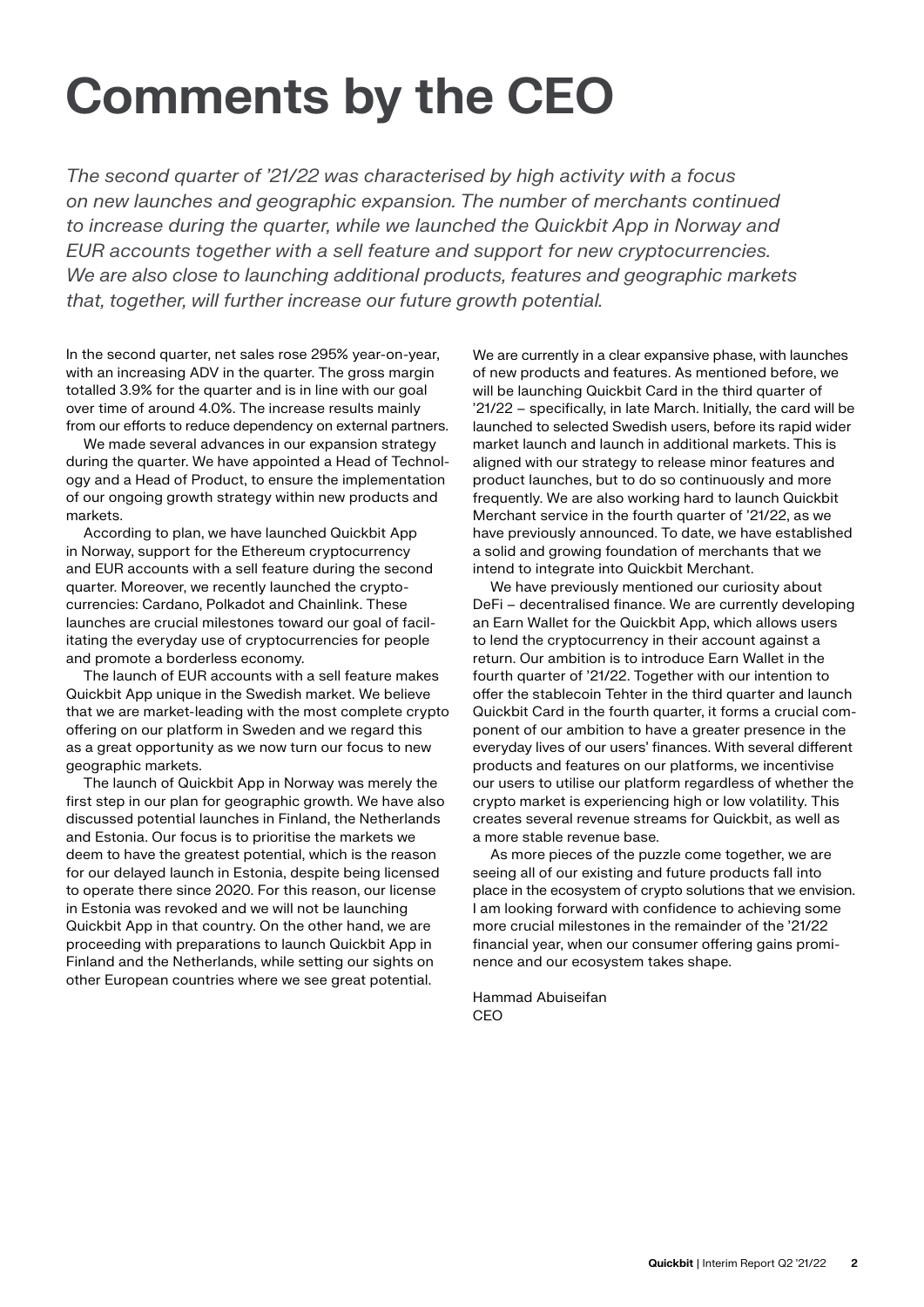# Comments by the CEO

*The second quarter of '21/22 was characterised by high activity with a focus on new launches and geographic expansion. The number of merchants continued to increase during the quarter, while we launched the Quickbit App in Norway and EUR accounts together with a sell feature and support for new cryptocurrencies. We are also close to launching additional products, features and geographic markets that, together, will further increase our future growth potential.*

In the second quarter, net sales rose 295% year-on-year, with an increasing ADV in the quarter. The gross margin totalled 3.9% for the quarter and is in line with our goal over time of around 4.0%. The increase results mainly from our efforts to reduce dependency on external partners.

We made several advances in our expansion strategy during the quarter. We have appointed a Head of Technology and a Head of Product, to ensure the implementation of our ongoing growth strategy within new products and markets.

According to plan, we have launched Quickbit App in Norway, support for the Ethereum cryptocurrency and EUR accounts with a sell feature during the second quarter. Moreover, we recently launched the cryptocurrencies: Cardano, Polkadot and Chainlink. These launches are crucial milestones toward our goal of facilitating the everyday use of cryptocurrencies for people and promote a borderless economy.

The launch of EUR accounts with a sell feature makes Quickbit App unique in the Swedish market. We believe that we are market-leading with the most complete crypto offering on our platform in Sweden and we regard this as a great opportunity as we now turn our focus to new geographic markets.

The launch of Quickbit App in Norway was merely the first step in our plan for geographic growth. We have also discussed potential launches in Finland, the Netherlands and Estonia. Our focus is to prioritise the markets we deem to have the greatest potential, which is the reason for our delayed launch in Estonia, despite being licensed to operate there since 2020. For this reason, our license in Estonia was revoked and we will not be launching Quickbit App in that country. On the other hand, we are proceeding with preparations to launch Quickbit App in Finland and the Netherlands, while setting our sights on other European countries where we see great potential.

We are currently in a clear expansive phase, with launches of new products and features. As mentioned before, we will be launching Quickbit Card in the third quarter of '21/22 – specifically, in late March. Initially, the card will be launched to selected Swedish users, before its rapid wider market launch and launch in additional markets. This is aligned with our strategy to release minor features and product launches, but to do so continuously and more frequently. We are also working hard to launch Quickbit Merchant service in the fourth quarter of '21/22, as we have previously announced. To date, we have established a solid and growing foundation of merchants that we intend to integrate into Quickbit Merchant.

We have previously mentioned our curiosity about DeFi – decentralised finance. We are currently developing an Earn Wallet for the Quickbit App, which allows users to lend the cryptocurrency in their account against a return. Our ambition is to introduce Earn Wallet in the fourth quarter of '21/22. Together with our intention to offer the stablecoin Tehter in the third quarter and launch Quickbit Card in the fourth quarter, it forms a crucial component of our ambition to have a greater presence in the everyday lives of our users' finances. With several different products and features on our platforms, we incentivise our users to utilise our platform regardless of whether the crypto market is experiencing high or low volatility. This creates several revenue streams for Quickbit, as well as a more stable revenue base.

As more pieces of the puzzle come together, we are seeing all of our existing and future products fall into place in the ecosystem of crypto solutions that we envision. I am looking forward with confidence to achieving some more crucial milestones in the remainder of the '21/22 financial year, when our consumer offering gains prominence and our ecosystem takes shape.

Hammad Abuiseifan
CEO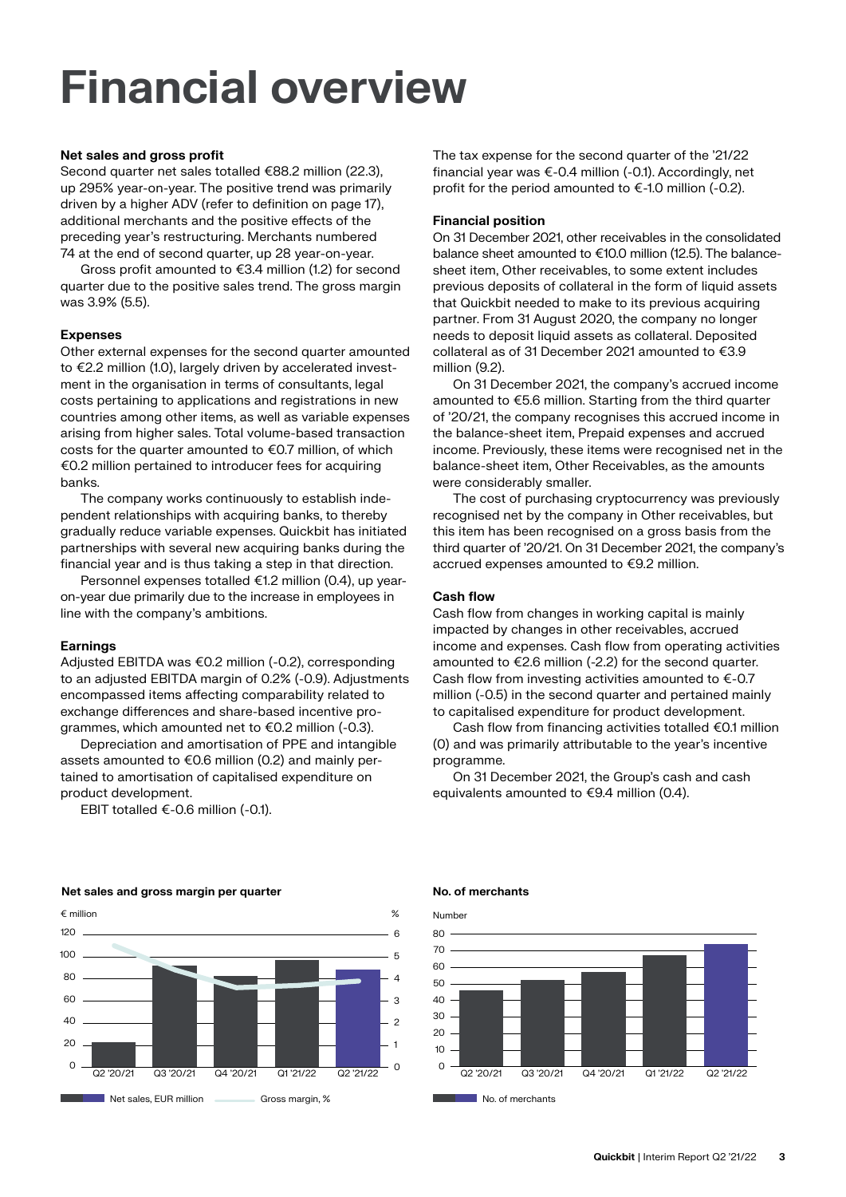# Financial overview

### Net sales and gross profit

Second quarter net sales totalled €88.2 million (22.3), up 295% year-on-year. The positive trend was primarily driven by a higher ADV (refer to definition on page 17), additional merchants and the positive effects of the preceding year's restructuring. Merchants numbered 74 at the end of second quarter, up 28 year-on-year.

Gross profit amounted to €3.4 million (1.2) for second quarter due to the positive sales trend. The gross margin was 3.9% (5.5).

### Expenses

Other external expenses for the second quarter amounted to €2.2 million (1.0), largely driven by accelerated investment in the organisation in terms of consultants, legal costs pertaining to applications and registrations in new countries among other items, as well as variable expenses arising from higher sales. Total volume-based transaction costs for the quarter amounted to €0.7 million, of which €0.2 million pertained to introducer fees for acquiring banks.

The company works continuously to establish independent relationships with acquiring banks, to thereby gradually reduce variable expenses. Quickbit has initiated partnerships with several new acquiring banks during the financial year and is thus taking a step in that direction.

Personnel expenses totalled €1.2 million (0.4), up year-on-year due primarily due to the increase in employees in line with the company's ambitions.

### Earnings

Adjusted EBITDA was €0.2 million (-0.2), corresponding to an adjusted EBITDA margin of 0.2% (-0.9). Adjustments encompassed items affecting comparability related to exchange differences and share-based incentive programmes, which amounted net to €0.2 million (-0.3).

Depreciation and amortisation of PPE and intangible assets amounted to €0.6 million (0.2) and mainly pertained to amortisation of capitalised expenditure on product development.

EBIT totalled €-0.6 million (-0.1).

The tax expense for the second quarter of the '21/22 financial year was €-0.4 million (-0.1). Accordingly, net profit for the period amounted to €-1.0 million (-0.2).

### Financial position

On 31 December 2021, other receivables in the consolidated balance sheet amounted to €10.0 million (12.5). The balance-sheet item, Other receivables, to some extent includes previous deposits of collateral in the form of liquid assets that Quickbit needed to make to its previous acquiring partner. From 31 August 2020, the company no longer needs to deposit liquid assets as collateral. Deposited collateral as of 31 December 2021 amounted to €3.9 million (9.2).

On 31 December 2021, the company's accrued income amounted to €5.6 million. Starting from the third quarter of '20/21, the company recognises this accrued income in the balance-sheet item, Prepaid expenses and accrued income. Previously, these items were recognised net in the balance-sheet item, Other Receivables, as the amounts were considerably smaller.

The cost of purchasing cryptocurrency was previously recognised net by the company in Other receivables, but this item has been recognised on a gross basis from the third quarter of '20/21. On 31 December 2021, the company's accrued expenses amounted to €9.2 million.

### Cash flow

Cash flow from changes in working capital is mainly impacted by changes in other receivables, accrued income and expenses. Cash flow from operating activities amounted to €2.6 million (-2.2) for the second quarter. Cash flow from investing activities amounted to €-0.7 million (-0.5) in the second quarter and pertained mainly to capitalised expenditure for product development.

Cash flow from financing activities totalled €0.1 million (0) and was primarily attributable to the year's incentive programme.

On 31 December 2021, the Group's cash and cash equivalents amounted to €9.4 million (0.4).

**Net sales and gross margin per quarter**

| Quarter | Net sales, EUR million | Gross margin, % |
|---|---|---|
| Q2 '20/21 | | |
| Q3 '20/21 | | |
| Q4 '20/21 | | |
| Q1 '21/22 | | |
| Q2 '21/22 | | |

**No. of merchants**

| Quarter | No. of merchants |
|---|---|
| Q2 '20/21 | |
| Q3 '20/21 | |
| Q4 '20/21 | |
| Q1 '21/22 | |
| Q2 '21/22 | |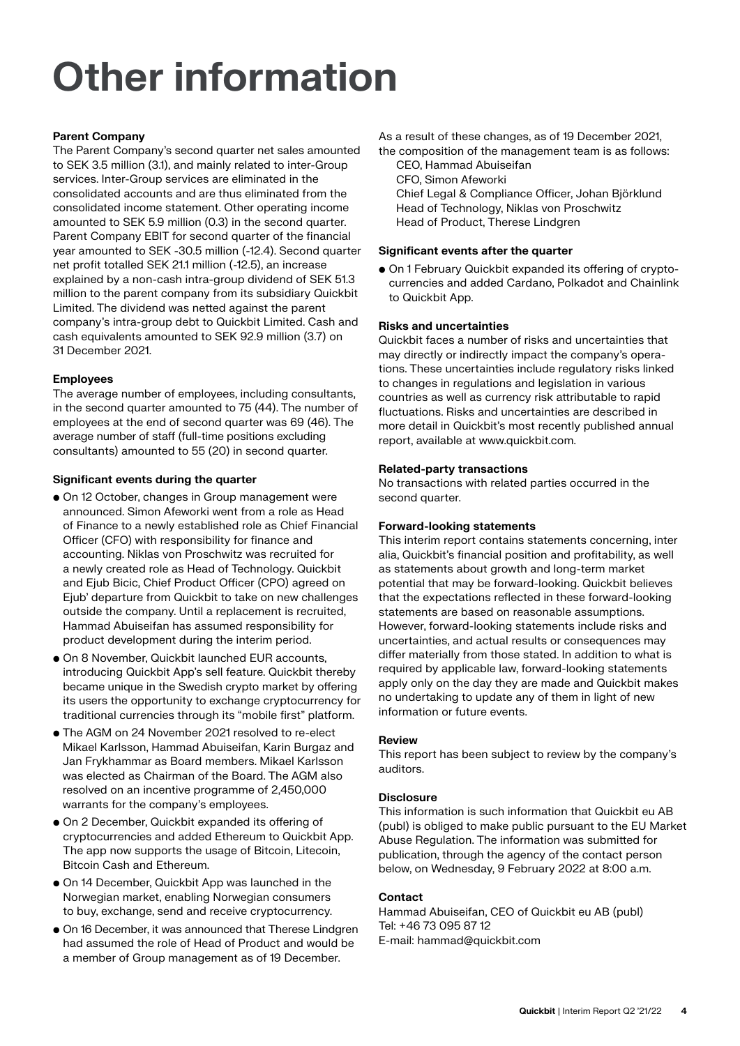# Other information

### Parent Company

The Parent Company's second quarter net sales amounted to SEK 3.5 million (3.1), and mainly related to inter-Group services. Inter-Group services are eliminated in the consolidated accounts and are thus eliminated from the consolidated income statement. Other operating income amounted to SEK 5.9 million (0.3) in the second quarter. Parent Company EBIT for second quarter of the financial year amounted to SEK -30.5 million (-12.4). Second quarter net profit totalled SEK 21.1 million (-12.5), an increase explained by a non-cash intra-group dividend of SEK 51.3 million to the parent company from its subsidiary Quickbit Limited. The dividend was netted against the parent company's intra-group debt to Quickbit Limited. Cash and cash equivalents amounted to SEK 92.9 million (3.7) on 31 December 2021.

### Employees

The average number of employees, including consultants, in the second quarter amounted to 75 (44). The number of employees at the end of second quarter was 69 (46). The average number of staff (full-time positions excluding consultants) amounted to 55 (20) in second quarter.

### Significant events during the quarter

- On 12 October, changes in Group management were announced. Simon Afeworki went from a role as Head of Finance to a newly established role as Chief Financial Officer (CFO) with responsibility for finance and accounting. Niklas von Proschwitz was recruited for a newly created role as Head of Technology. Quickbit and Ejub Bicic, Chief Product Officer (CPO) agreed on Ejub' departure from Quickbit to take on new challenges outside the company. Until a replacement is recruited, Hammad Abuiseifan has assumed responsibility for product development during the interim period.
- On 8 November, Quickbit launched EUR accounts, introducing Quickbit App's sell feature. Quickbit thereby became unique in the Swedish crypto market by offering its users the opportunity to exchange cryptocurrency for traditional currencies through its "mobile first" platform.
- The AGM on 24 November 2021 resolved to re-elect Mikael Karlsson, Hammad Abuiseifan, Karin Burgaz and Jan Frykhammar as Board members. Mikael Karlsson was elected as Chairman of the Board. The AGM also resolved on an incentive programme of 2,450,000 warrants for the company's employees.
- On 2 December, Quickbit expanded its offering of cryptocurrencies and added Ethereum to Quickbit App. The app now supports the usage of Bitcoin, Litecoin, Bitcoin Cash and Ethereum.
- On 14 December, Quickbit App was launched in the Norwegian market, enabling Norwegian consumers to buy, exchange, send and receive cryptocurrency.
- On 16 December, it was announced that Therese Lindgren had assumed the role of Head of Product and would be a member of Group management as of 19 December.

As a result of these changes, as of 19 December 2021, the composition of the management team is as follows:

CEO, Hammad Abuiseifan
CFO, Simon Afeworki
Chief Legal & Compliance Officer, Johan Björklund
Head of Technology, Niklas von Proschwitz
Head of Product, Therese Lindgren

### Significant events after the quarter

- On 1 February Quickbit expanded its offering of cryptocurrencies and added Cardano, Polkadot and Chainlink to Quickbit App.

### Risks and uncertainties

Quickbit faces a number of risks and uncertainties that may directly or indirectly impact the company's operations. These uncertainties include regulatory risks linked to changes in regulations and legislation in various countries as well as currency risk attributable to rapid fluctuations. Risks and uncertainties are described in more detail in Quickbit's most recently published annual report, available at www.quickbit.com.

### Related-party transactions

No transactions with related parties occurred in the second quarter.

### Forward-looking statements

This interim report contains statements concerning, inter alia, Quickbit's financial position and profitability, as well as statements about growth and long-term market potential that may be forward-looking. Quickbit believes that the expectations reflected in these forward-looking statements are based on reasonable assumptions. However, forward-looking statements include risks and uncertainties, and actual results or consequences may differ materially from those stated. In addition to what is required by applicable law, forward-looking statements apply only on the day they are made and Quickbit makes no undertaking to update any of them in light of new information or future events.

### Review

This report has been subject to review by the company's auditors.

### Disclosure

This information is such information that Quickbit eu AB (publ) is obliged to make public pursuant to the EU Market Abuse Regulation. The information was submitted for publication, through the agency of the contact person below, on Wednesday, 9 February 2022 at 8:00 a.m.

### Contact

Hammad Abuiseifan, CEO of Quickbit eu AB (publ)
Tel: +46 73 095 87 12
E-mail: hammad@quickbit.com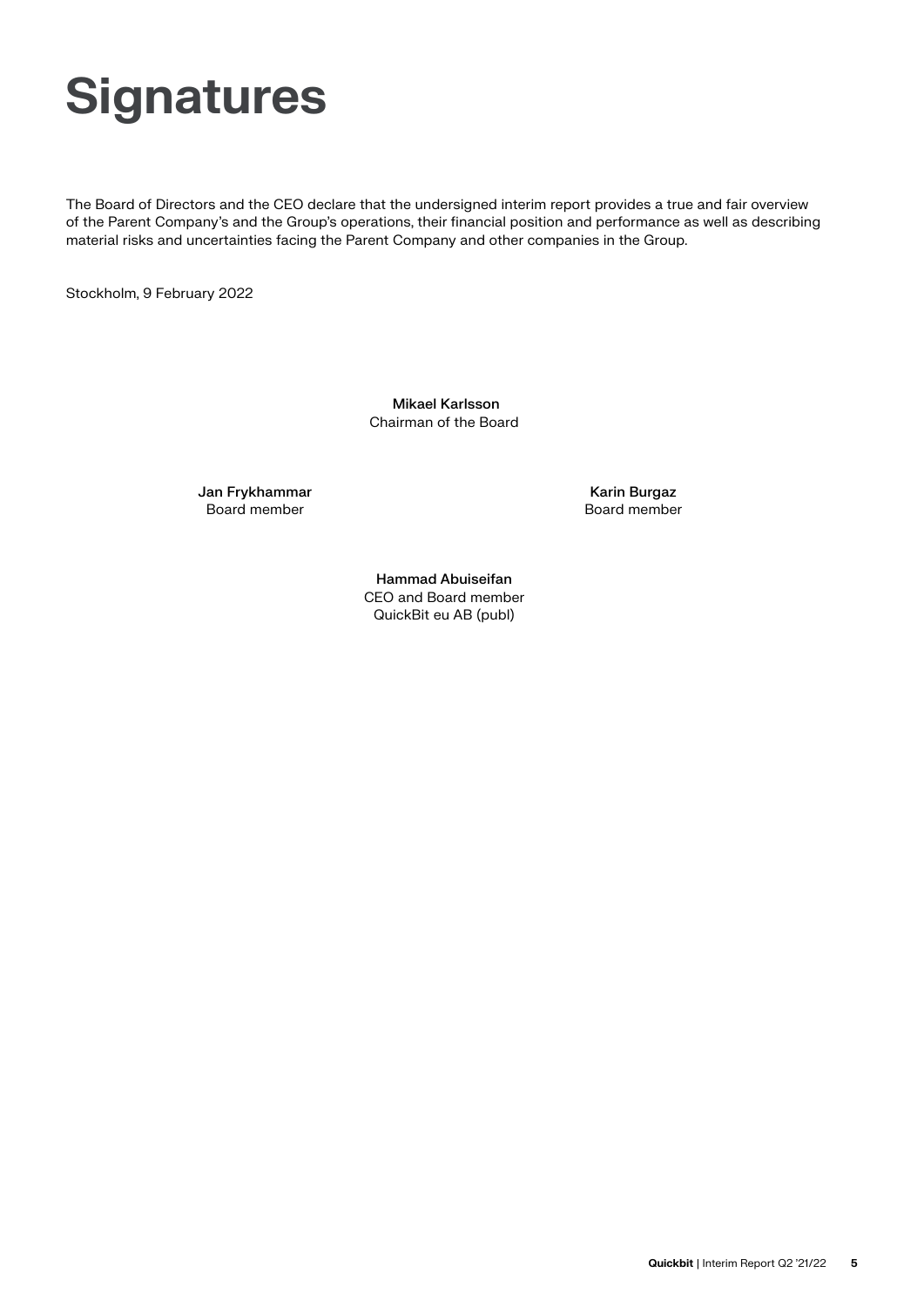# Signatures

The Board of Directors and the CEO declare that the undersigned interim report provides a true and fair overview of the Parent Company's and the Group's operations, their financial position and performance as well as describing material risks and uncertainties facing the Parent Company and other companies in the Group.

Stockholm, 9 February 2022

**Mikael Karlsson**
Chairman of the Board

**Jan Frykhammar**
Board member

**Karin Burgaz**
Board member

**Hammad Abuiseifan**
CEO and Board member
QuickBit eu AB (publ)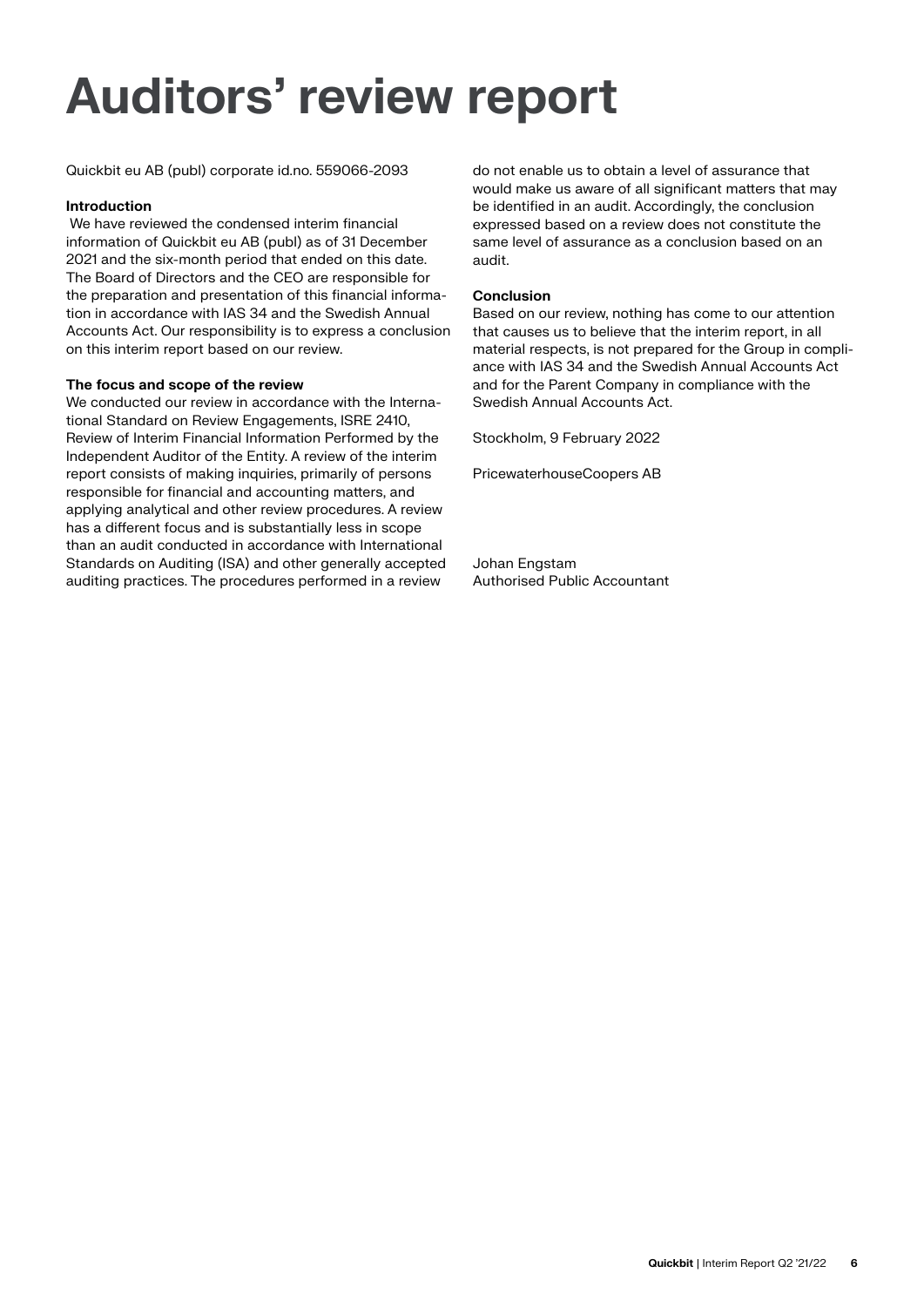# Auditors' review report

Quickbit eu AB (publ) corporate id.no. 559066-2093

**Introduction**

We have reviewed the condensed interim financial information of Quickbit eu AB (publ) as of 31 December 2021 and the six-month period that ended on this date. The Board of Directors and the CEO are responsible for the preparation and presentation of this financial information in accordance with IAS 34 and the Swedish Annual Accounts Act. Our responsibility is to express a conclusion on this interim report based on our review.

**The focus and scope of the review**

We conducted our review in accordance with the International Standard on Review Engagements, ISRE 2410, Review of Interim Financial Information Performed by the Independent Auditor of the Entity. A review of the interim report consists of making inquiries, primarily of persons responsible for financial and accounting matters, and applying analytical and other review procedures. A review has a different focus and is substantially less in scope than an audit conducted in accordance with International Standards on Auditing (ISA) and other generally accepted auditing practices. The procedures performed in a review do not enable us to obtain a level of assurance that would make us aware of all significant matters that may be identified in an audit. Accordingly, the conclusion expressed based on a review does not constitute the same level of assurance as a conclusion based on an audit.

**Conclusion**

Based on our review, nothing has come to our attention that causes us to believe that the interim report, in all material respects, is not prepared for the Group in compliance with IAS 34 and the Swedish Annual Accounts Act and for the Parent Company in compliance with the Swedish Annual Accounts Act.

Stockholm, 9 February 2022

PricewaterhouseCoopers AB

Johan Engstam
Authorised Public Accountant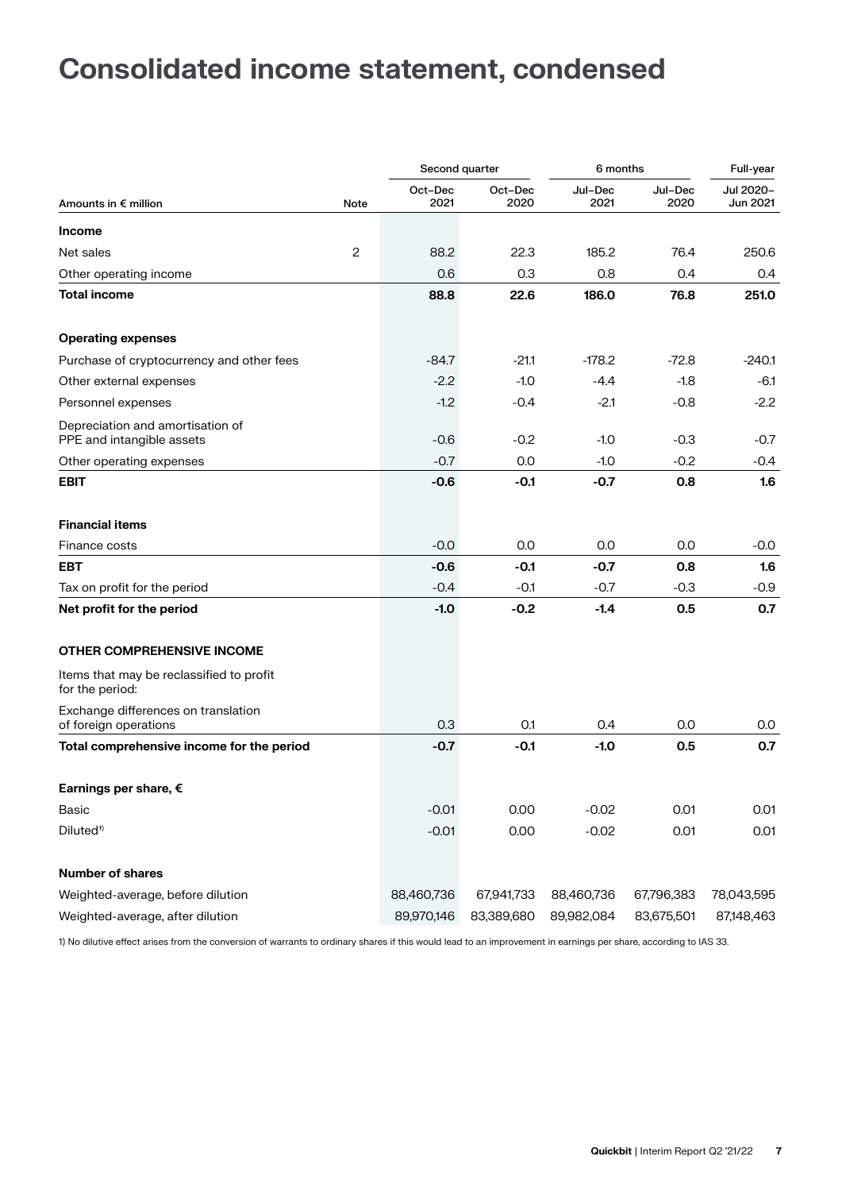# Consolidated income statement, condensed

| Amounts in € million | Note | Second quarter Oct–Dec 2021 | Second quarter Oct–Dec 2020 | 6 months Jul–Dec 2021 | 6 months Jul–Dec 2020 | Full-year Jul 2020–Jun 2021 |
|---|---|---|---|---|---|---|
| **Income** | | | | | | |
| Net sales | 2 | 88.2 | 22.3 | 185.2 | 76.4 | 250.6 |
| Other operating income | | 0.6 | 0.3 | 0.8 | 0.4 | 0.4 |
| **Total income** | | **88.8** | **22.6** | **186.0** | **76.8** | **251.0** |
| | | | | | | |
| **Operating expenses** | | | | | | |
| Purchase of cryptocurrency and other fees | | -84.7 | -21.1 | -178.2 | -72.8 | -240.1 |
| Other external expenses | | -2.2 | -1.0 | -4.4 | -1.8 | -6.1 |
| Personnel expenses | | -1.2 | -0.4 | -2.1 | -0.8 | -2.2 |
| Depreciation and amortisation of PPE and intangible assets | | -0.6 | -0.2 | -1.0 | -0.3 | -0.7 |
| Other operating expenses | | -0.7 | 0.0 | -1.0 | -0.2 | -0.4 |
| **EBIT** | | **-0.6** | **-0.1** | **-0.7** | **0.8** | **1.6** |
| | | | | | | |
| **Financial items** | | | | | | |
| Finance costs | | -0.0 | 0.0 | 0.0 | 0.0 | -0.0 |
| **EBT** | | **-0.6** | **-0.1** | **-0.7** | **0.8** | **1.6** |
| Tax on profit for the period | | -0.4 | -0.1 | -0.7 | -0.3 | -0.9 |
| **Net profit for the period** | | **-1.0** | **-0.2** | **-1.4** | **0.5** | **0.7** |
| | | | | | | |
| **OTHER COMPREHENSIVE INCOME** | | | | | | |
| Items that may be reclassified to profit for the period: | | | | | | |
| Exchange differences on translation of foreign operations | | 0.3 | 0.1 | 0.4 | 0.0 | 0.0 |
| **Total comprehensive income for the period** | | **-0.7** | **-0.1** | **-1.0** | **0.5** | **0.7** |
| | | | | | | |
| **Earnings per share, €** | | | | | | |
| Basic | | -0.01 | 0.00 | -0.02 | 0.01 | 0.01 |
| Diluted[1] | | -0.01 | 0.00 | -0.02 | 0.01 | 0.01 |
| | | | | | | |
| **Number of shares** | | | | | | |
| Weighted-average, before dilution | | 88,460,736 | 67,941,733 | 88,460,736 | 67,796,383 | 78,043,595 |
| Weighted-average, after dilution | | 89,970,146 | 83,389,680 | 89,982,084 | 83,675,501 | 87,148,463 |

1) No dilutive effect arises from the conversion of warrants to ordinary shares if this would lead to an improvement in earnings per share, according to IAS 33.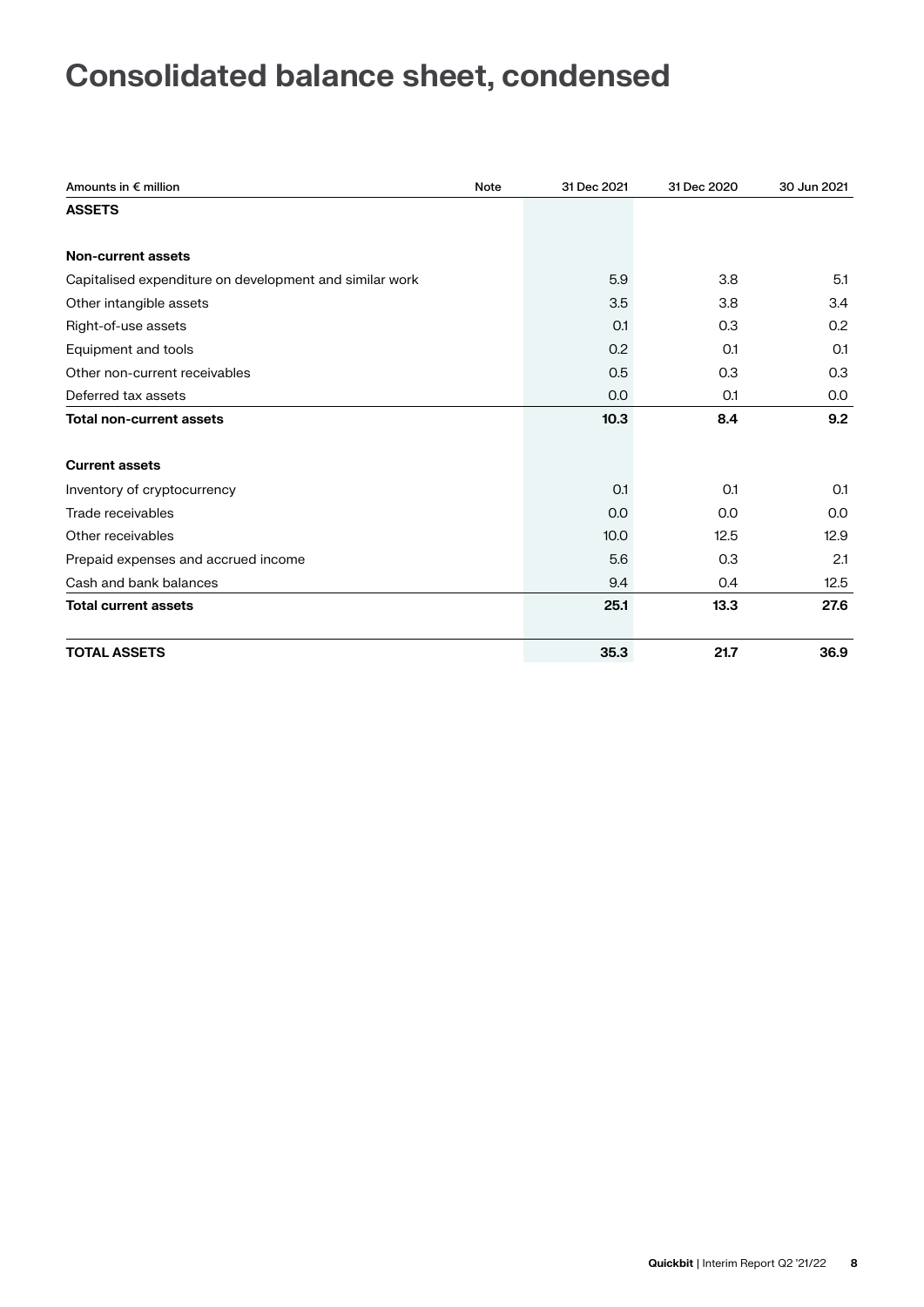# Consolidated balance sheet, condensed

| Amounts in € million | Note | 31 Dec 2021 | 31 Dec 2020 | 30 Jun 2021 |
|---|---|---|---|---|
| **ASSETS** | | | | |
| | | | | |
| **Non-current assets** | | | | |
| Capitalised expenditure on development and similar work | | 5.9 | 3.8 | 5.1 |
| Other intangible assets | | 3.5 | 3.8 | 3.4 |
| Right-of-use assets | | 0.1 | 0.3 | 0.2 |
| Equipment and tools | | 0.2 | 0.1 | 0.1 |
| Other non-current receivables | | 0.5 | 0.3 | 0.3 |
| Deferred tax assets | | 0.0 | 0.1 | 0.0 |
| **Total non-current assets** | | **10.3** | **8.4** | **9.2** |
| | | | | |
| **Current assets** | | | | |
| Inventory of cryptocurrency | | 0.1 | 0.1 | 0.1 |
| Trade receivables | | 0.0 | 0.0 | 0.0 |
| Other receivables | | 10.0 | 12.5 | 12.9 |
| Prepaid expenses and accrued income | | 5.6 | 0.3 | 2.1 |
| Cash and bank balances | | 9.4 | 0.4 | 12.5 |
| **Total current assets** | | **25.1** | **13.3** | **27.6** |
| | | | | |
| **TOTAL ASSETS** | | **35.3** | **21.7** | **36.9** |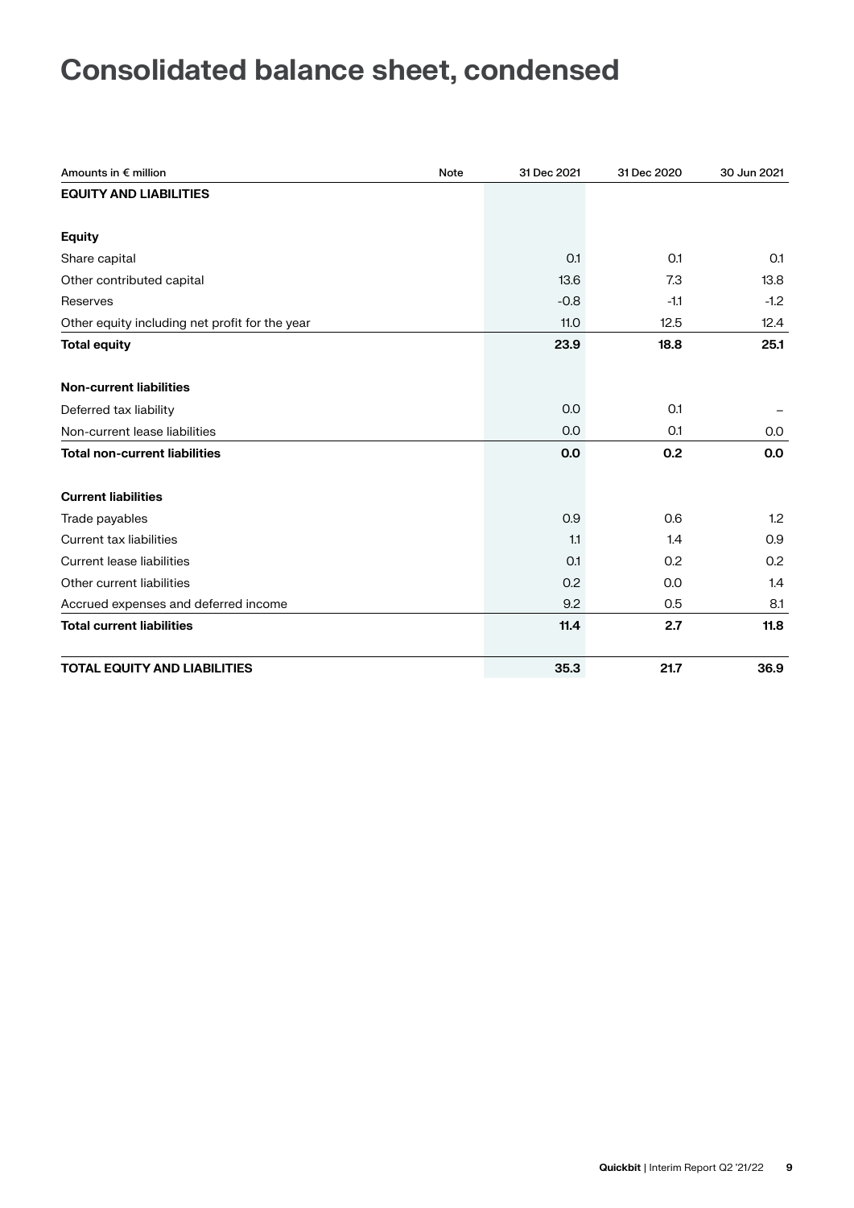# Consolidated balance sheet, condensed

| Amounts in € million | Note | 31 Dec 2021 | 31 Dec 2020 | 30 Jun 2021 |
|---|---|---|---|---|
| **EQUITY AND LIABILITIES** | | | | |
| | | | | |
| **Equity** | | | | |
| Share capital | | 0.1 | 0.1 | 0.1 |
| Other contributed capital | | 13.6 | 7.3 | 13.8 |
| Reserves | | -0.8 | -1.1 | -1.2 |
| Other equity including net profit for the year | | 11.0 | 12.5 | 12.4 |
| **Total equity** | | **23.9** | **18.8** | **25.1** |
| | | | | |
| **Non-current liabilities** | | | | |
| Deferred tax liability | | 0.0 | 0.1 | – |
| Non-current lease liabilities | | 0.0 | 0.1 | 0.0 |
| **Total non-current liabilities** | | **0.0** | **0.2** | **0.0** |
| | | | | |
| **Current liabilities** | | | | |
| Trade payables | | 0.9 | 0.6 | 1.2 |
| Current tax liabilities | | 1.1 | 1.4 | 0.9 |
| Current lease liabilities | | 0.1 | 0.2 | 0.2 |
| Other current liabilities | | 0.2 | 0.0 | 1.4 |
| Accrued expenses and deferred income | | 9.2 | 0.5 | 8.1 |
| **Total current liabilities** | | **11.4** | **2.7** | **11.8** |
| | | | | |
| **TOTAL EQUITY AND LIABILITIES** | | **35.3** | **21.7** | **36.9** |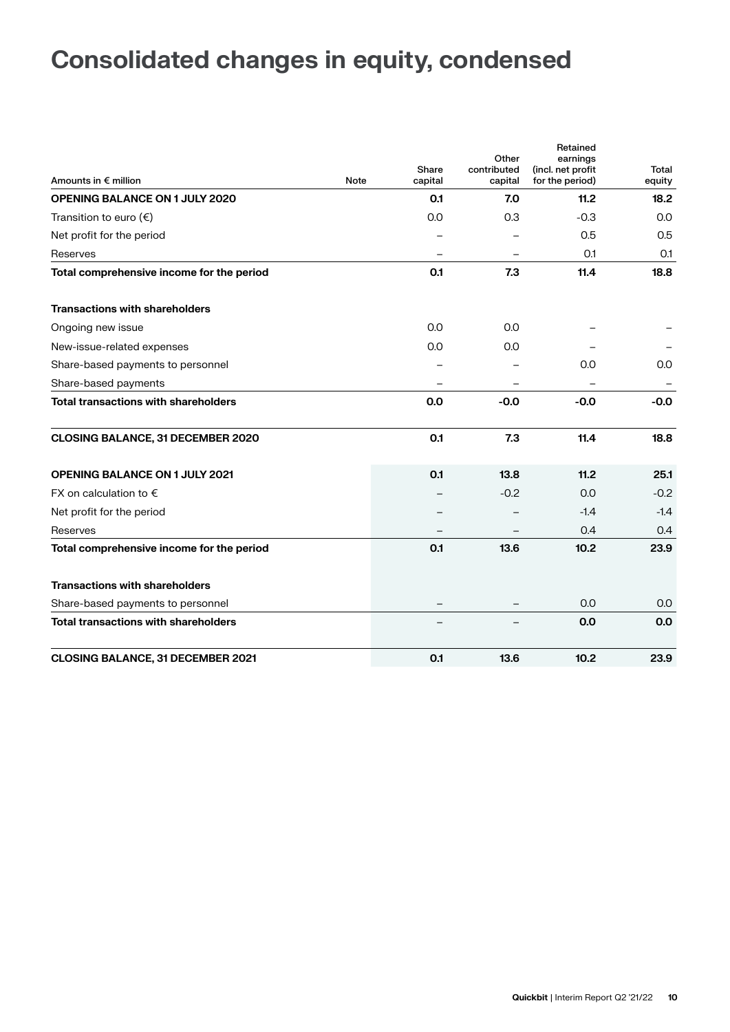# Consolidated changes in equity, condensed

| Amounts in € million | Note | Share capital | Other contributed capital | Retained earnings (incl. net profit for the period) | Total equity |
|---|---|---|---|---|---|
| **OPENING BALANCE ON 1 JULY 2020** | | **0.1** | **7.0** | **11.2** | **18.2** |
| Transition to euro (€) | | 0.0 | 0.3 | -0.3 | 0.0 |
| Net profit for the period | | – | – | 0.5 | 0.5 |
| Reserves | | – | – | 0.1 | 0.1 |
| **Total comprehensive income for the period** | | **0.1** | **7.3** | **11.4** | **18.8** |
| | | | | | |
| **Transactions with shareholders** | | | | | |
| Ongoing new issue | | 0.0 | 0.0 | – | – |
| New-issue-related expenses | | 0.0 | 0.0 | – | – |
| Share-based payments to personnel | | – | – | 0.0 | 0.0 |
| Share-based payments | | – | – | – | – |
| **Total transactions with shareholders** | | **0.0** | **-0.0** | **-0.0** | **-0.0** |
| | | | | | |
| **CLOSING BALANCE, 31 DECEMBER 2020** | | **0.1** | **7.3** | **11.4** | **18.8** |
| | | | | | |
| **OPENING BALANCE ON 1 JULY 2021** | | **0.1** | **13.8** | **11.2** | **25.1** |
| FX on calculation to € | | – | -0.2 | 0.0 | -0.2 |
| Net profit for the period | | – | – | -1.4 | -1.4 |
| Reserves | | – | – | 0.4 | 0.4 |
| **Total comprehensive income for the period** | | **0.1** | **13.6** | **10.2** | **23.9** |
| | | | | | |
| **Transactions with shareholders** | | | | | |
| Share-based payments to personnel | | – | – | 0.0 | 0.0 |
| **Total transactions with shareholders** | | – | – | **0.0** | **0.0** |
| | | | | | |
| **CLOSING BALANCE, 31 DECEMBER 2021** | | **0.1** | **13.6** | **10.2** | **23.9** |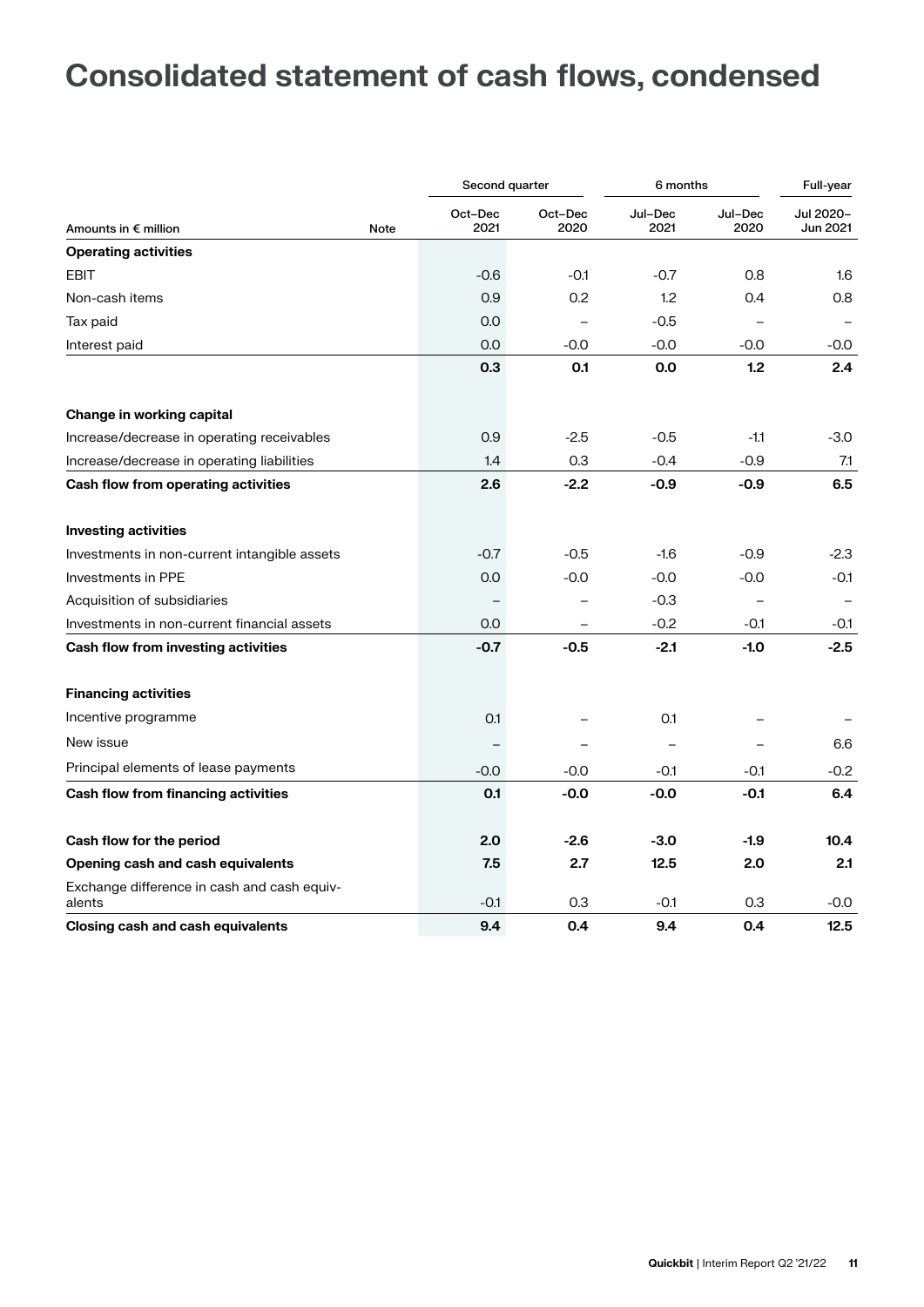# Consolidated statement of cash flows, condensed

| Amounts in € million | Note | Second quarter Oct–Dec 2021 | Second quarter Oct–Dec 2020 | 6 months Jul–Dec 2021 | 6 months Jul–Dec 2020 | Full-year Jul 2020–Jun 2021 |
|---|---|---|---|---|---|---|
| **Operating activities** | | | | | | |
| EBIT | | -0.6 | -0.1 | -0.7 | 0.8 | 1.6 |
| Non-cash items | | 0.9 | 0.2 | 1.2 | 0.4 | 0.8 |
| Tax paid | | 0.0 | – | -0.5 | – | – |
| Interest paid | | 0.0 | -0.0 | -0.0 | -0.0 | -0.0 |
| | | **0.3** | **0.1** | **0.0** | **1.2** | **2.4** |
| **Change in working capital** | | | | | | |
| Increase/decrease in operating receivables | | 0.9 | -2.5 | -0.5 | -1.1 | -3.0 |
| Increase/decrease in operating liabilities | | 1.4 | 0.3 | -0.4 | -0.9 | 7.1 |
| **Cash flow from operating activities** | | **2.6** | **-2.2** | **-0.9** | **-0.9** | **6.5** |
| **Investing activities** | | | | | | |
| Investments in non-current intangible assets | | -0.7 | -0.5 | -1.6 | -0.9 | -2.3 |
| Investments in PPE | | 0.0 | -0.0 | -0.0 | -0.0 | -0.1 |
| Acquisition of subsidiaries | | – | – | -0.3 | – | – |
| Investments in non-current financial assets | | 0.0 | – | -0.2 | -0.1 | -0.1 |
| **Cash flow from investing activities** | | **-0.7** | **-0.5** | **-2.1** | **-1.0** | **-2.5** |
| **Financing activities** | | | | | | |
| Incentive programme | | 0.1 | – | 0.1 | – | – |
| New issue | | – | – | – | – | 6.6 |
| Principal elements of lease payments | | -0.0 | -0.0 | -0.1 | -0.1 | -0.2 |
| **Cash flow from financing activities** | | **0.1** | **-0.0** | **-0.0** | **-0.1** | **6.4** |
| **Cash flow for the period** | | **2.0** | **-2.6** | **-3.0** | **-1.9** | **10.4** |
| **Opening cash and cash equivalents** | | **7.5** | **2.7** | **12.5** | **2.0** | **2.1** |
| Exchange difference in cash and cash equivalents | | -0.1 | 0.3 | -0.1 | 0.3 | -0.0 |
| **Closing cash and cash equivalents** | | **9.4** | **0.4** | **9.4** | **0.4** | **12.5** |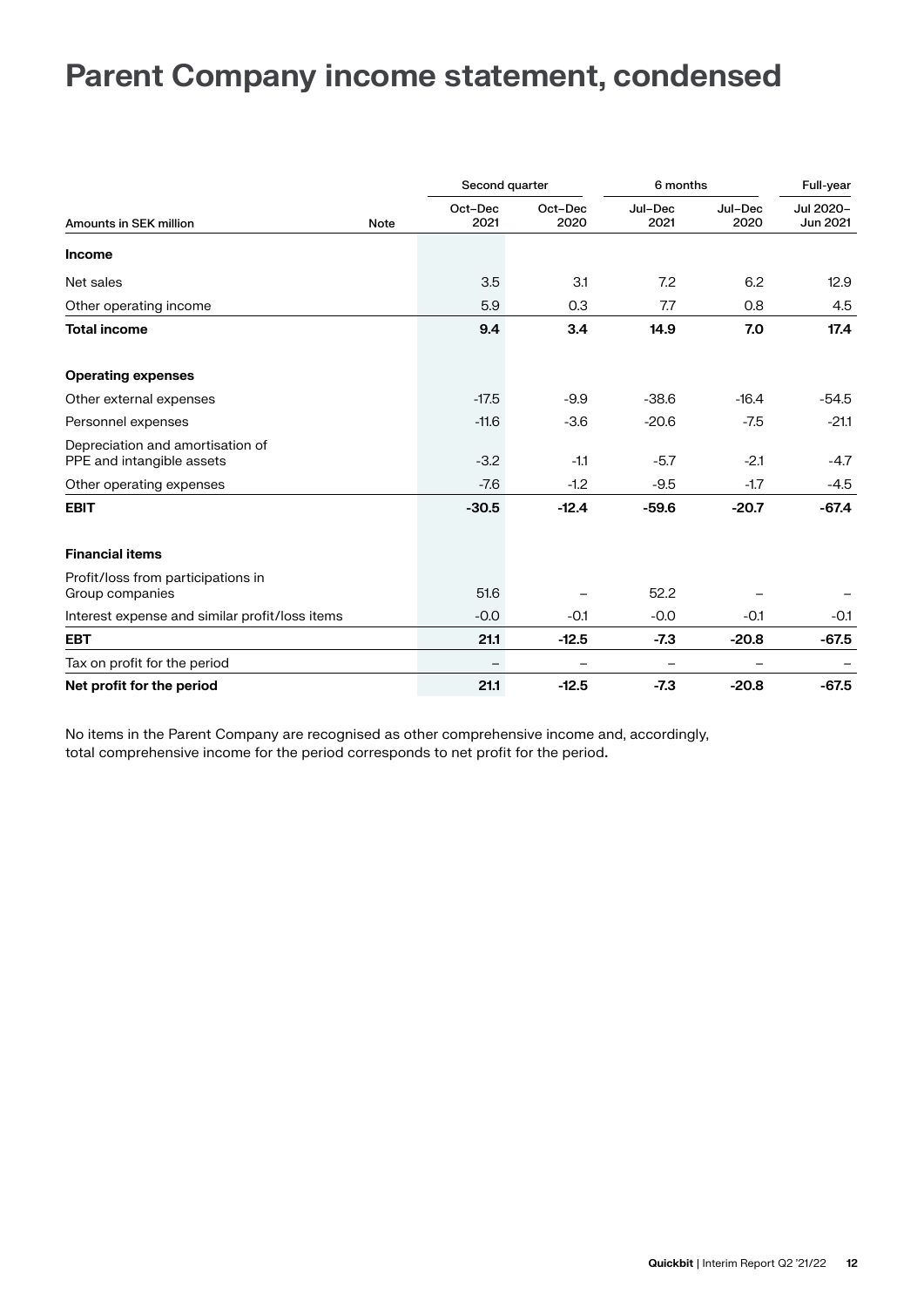# Parent Company income statement, condensed

| Amounts in SEK million | Note | Second quarter Oct–Dec 2021 | Second quarter Oct–Dec 2020 | 6 months Jul–Dec 2021 | 6 months Jul–Dec 2020 | Full-year Jul 2020–Jun 2021 |
|---|---|---|---|---|---|---|
| **Income** | | | | | | |
| Net sales | | 3.5 | 3.1 | 7.2 | 6.2 | 12.9 |
| Other operating income | | 5.9 | 0.3 | 7.7 | 0.8 | 4.5 |
| **Total income** | | **9.4** | **3.4** | **14.9** | **7.0** | **17.4** |
| | | | | | | |
| **Operating expenses** | | | | | | |
| Other external expenses | | -17.5 | -9.9 | -38.6 | -16.4 | -54.5 |
| Personnel expenses | | -11.6 | -3.6 | -20.6 | -7.5 | -21.1 |
| Depreciation and amortisation of PPE and intangible assets | | -3.2 | -1.1 | -5.7 | -2.1 | -4.7 |
| Other operating expenses | | -7.6 | -1.2 | -9.5 | -1.7 | -4.5 |
| **EBIT** | | **-30.5** | **-12.4** | **-59.6** | **-20.7** | **-67.4** |
| | | | | | | |
| **Financial items** | | | | | | |
| Profit/loss from participations in Group companies | | 51.6 | – | 52.2 | – | – |
| Interest expense and similar profit/loss items | | -0.0 | -0.1 | -0.0 | -0.1 | -0.1 |
| **EBT** | | **21.1** | **-12.5** | **-7.3** | **-20.8** | **-67.5** |
| Tax on profit for the period | | – | – | – | – | – |
| **Net profit for the period** | | **21.1** | **-12.5** | **-7.3** | **-20.8** | **-67.5** |

No items in the Parent Company are recognised as other comprehensive income and, accordingly, total comprehensive income for the period corresponds to net profit for the period.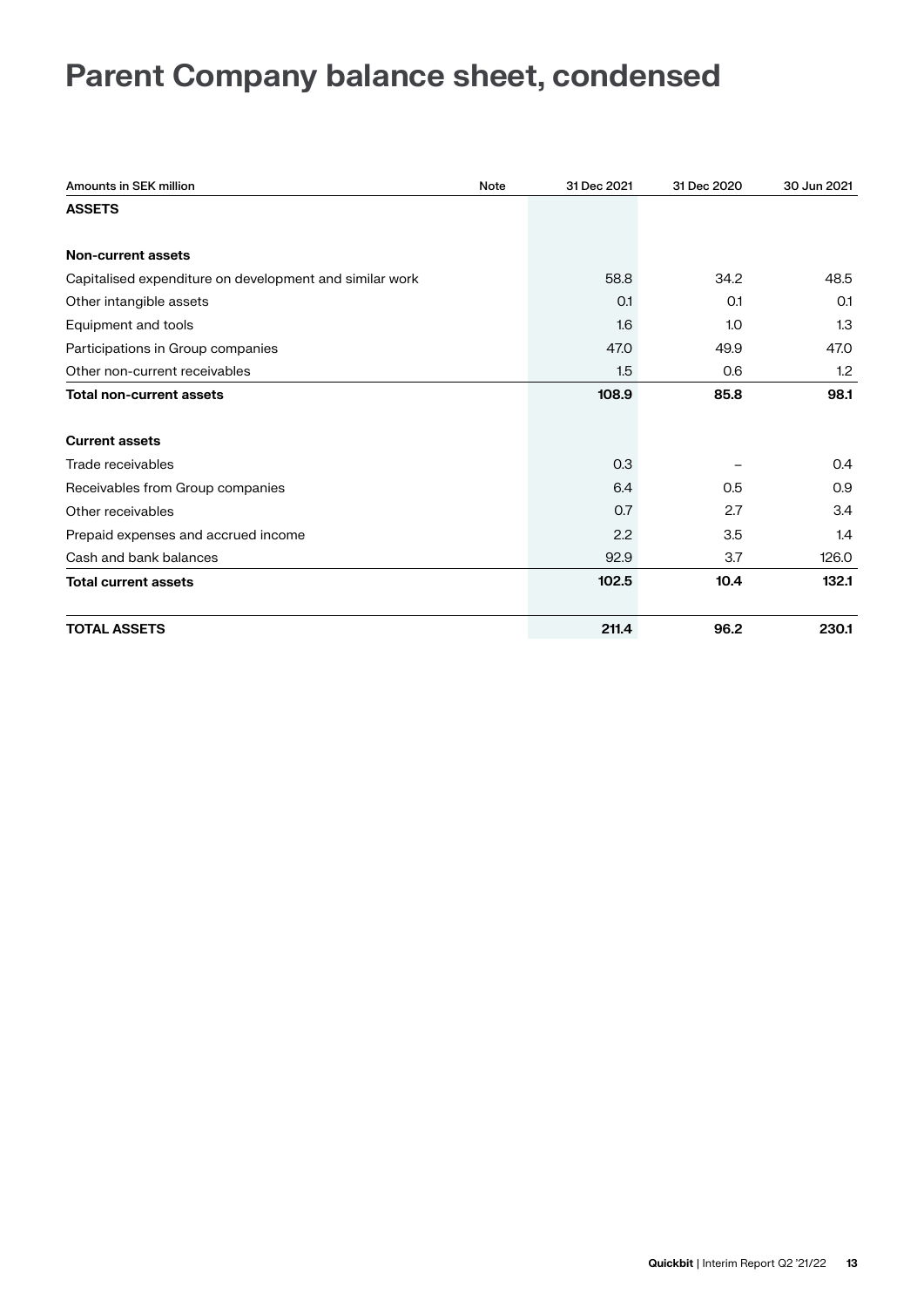# Parent Company balance sheet, condensed

| Amounts in SEK million | Note | 31 Dec 2021 | 31 Dec 2020 | 30 Jun 2021 |
|---|---|---|---|---|
| **ASSETS** | | | | |
| | | | | |
| **Non-current assets** | | | | |
| Capitalised expenditure on development and similar work | | 58.8 | 34.2 | 48.5 |
| Other intangible assets | | 0.1 | 0.1 | 0.1 |
| Equipment and tools | | 1.6 | 1.0 | 1.3 |
| Participations in Group companies | | 47.0 | 49.9 | 47.0 |
| Other non-current receivables | | 1.5 | 0.6 | 1.2 |
| **Total non-current assets** | | **108.9** | **85.8** | **98.1** |
| | | | | |
| **Current assets** | | | | |
| Trade receivables | | 0.3 | – | 0.4 |
| Receivables from Group companies | | 6.4 | 0.5 | 0.9 |
| Other receivables | | 0.7 | 2.7 | 3.4 |
| Prepaid expenses and accrued income | | 2.2 | 3.5 | 1.4 |
| Cash and bank balances | | 92.9 | 3.7 | 126.0 |
| **Total current assets** | | **102.5** | **10.4** | **132.1** |
| | | | | |
| **TOTAL ASSETS** | | **211.4** | **96.2** | **230.1** |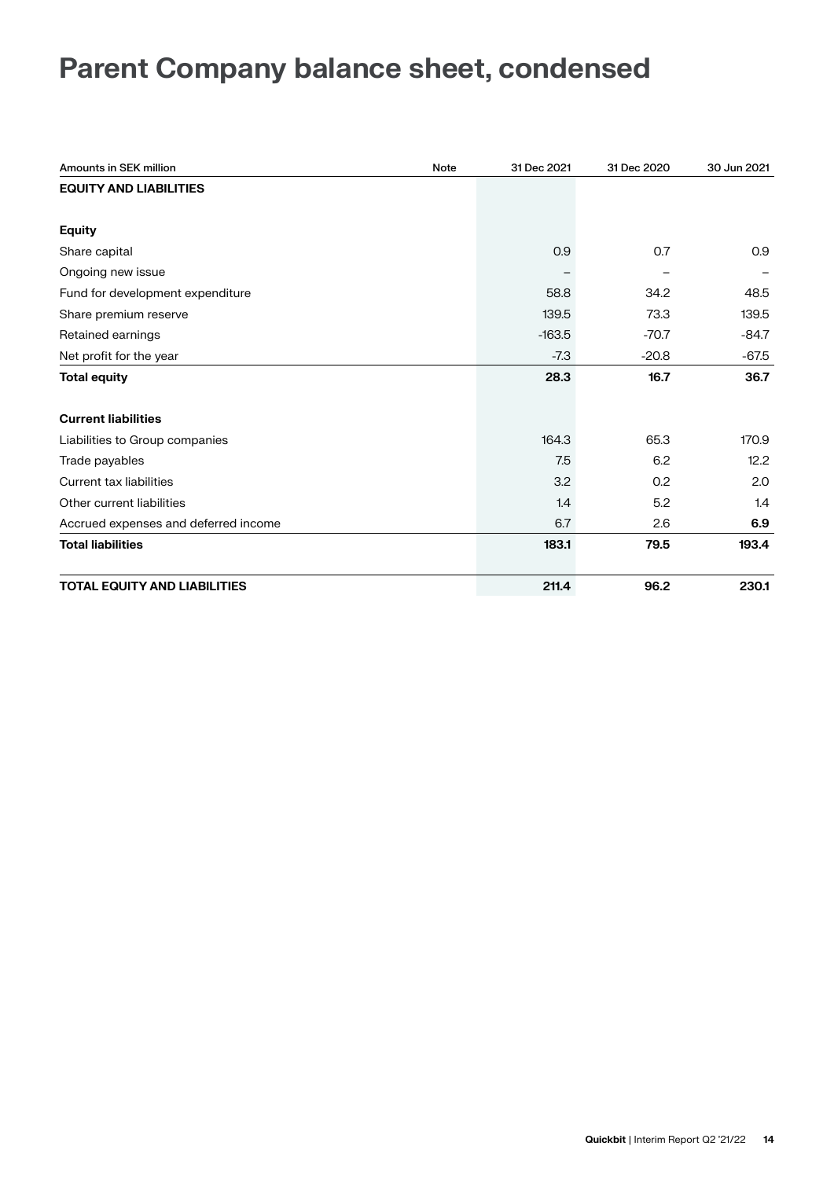# Parent Company balance sheet, condensed

| Amounts in SEK million | Note | 31 Dec 2021 | 31 Dec 2020 | 30 Jun 2021 |
|---|---|---|---|---|
| **EQUITY AND LIABILITIES** | | | | |
| | | | | |
| **Equity** | | | | |
| Share capital | | 0.9 | 0.7 | 0.9 |
| Ongoing new issue | | – | – | – |
| Fund for development expenditure | | 58.8 | 34.2 | 48.5 |
| Share premium reserve | | 139.5 | 73.3 | 139.5 |
| Retained earnings | | -163.5 | -70.7 | -84.7 |
| Net profit for the year | | -7.3 | -20.8 | -67.5 |
| **Total equity** | | **28.3** | **16.7** | **36.7** |
| | | | | |
| **Current liabilities** | | | | |
| Liabilities to Group companies | | 164.3 | 65.3 | 170.9 |
| Trade payables | | 7.5 | 6.2 | 12.2 |
| Current tax liabilities | | 3.2 | 0.2 | 2.0 |
| Other current liabilities | | 1.4 | 5.2 | 1.4 |
| Accrued expenses and deferred income | | 6.7 | 2.6 | **6.9** |
| **Total liabilities** | | **183.1** | **79.5** | **193.4** |
| | | | | |
| **TOTAL EQUITY AND LIABILITIES** | | **211.4** | **96.2** | **230.1** |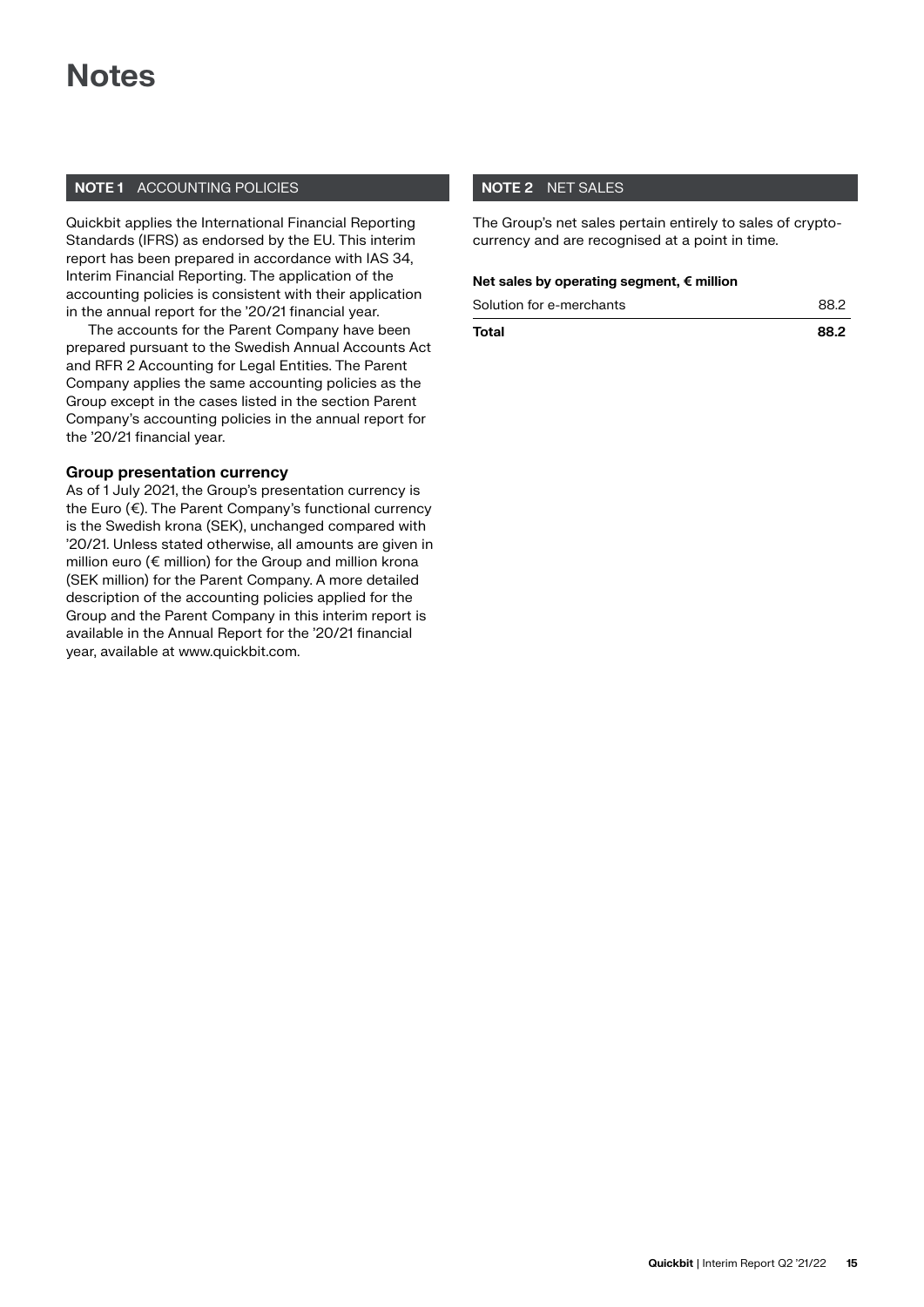# Notes

## NOTE 1 ACCOUNTING POLICIES

Quickbit applies the International Financial Reporting Standards (IFRS) as endorsed by the EU. This interim report has been prepared in accordance with IAS 34, Interim Financial Reporting. The application of the accounting policies is consistent with their application in the annual report for the '20/21 financial year.

The accounts for the Parent Company have been prepared pursuant to the Swedish Annual Accounts Act and RFR 2 Accounting for Legal Entities. The Parent Company applies the same accounting policies as the Group except in the cases listed in the section Parent Company's accounting policies in the annual report for the '20/21 financial year.

### Group presentation currency

As of 1 July 2021, the Group's presentation currency is the Euro (€). The Parent Company's functional currency is the Swedish krona (SEK), unchanged compared with '20/21. Unless stated otherwise, all amounts are given in million euro (€ million) for the Group and million krona (SEK million) for the Parent Company. A more detailed description of the accounting policies applied for the Group and the Parent Company in this interim report is available in the Annual Report for the '20/21 financial year, available at www.quickbit.com.

## NOTE 2 NET SALES

The Group's net sales pertain entirely to sales of cryptocurrency and are recognised at a point in time.

**Net sales by operating segment, € million**

| | |
|---|---|
| Solution for e-merchants | 88.2 |
| **Total** | **88.2** |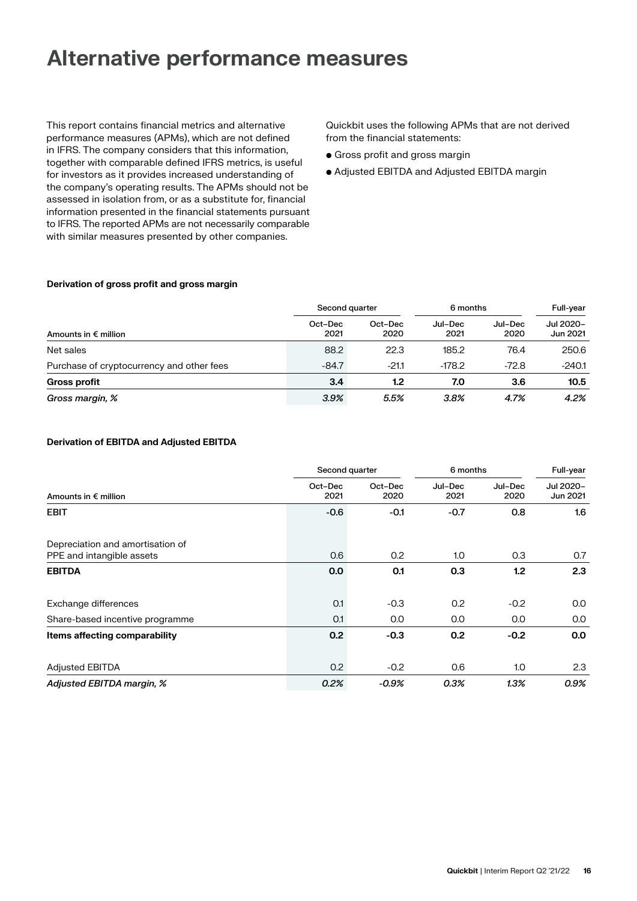# Alternative performance measures

This report contains financial metrics and alternative performance measures (APMs), which are not defined in IFRS. The company considers that this information, together with comparable defined IFRS metrics, is useful for investors as it provides increased understanding of the company's operating results. The APMs should not be assessed in isolation from, or as a substitute for, financial information presented in the financial statements pursuant to IFRS. The reported APMs are not necessarily comparable with similar measures presented by other companies.

Quickbit uses the following APMs that are not derived from the financial statements:

- Gross profit and gross margin
- Adjusted EBITDA and Adjusted EBITDA margin

**Derivation of gross profit and gross margin**

| | Second quarter | | 6 months | | Full-year |
|---|---|---|---|---|---|
| Amounts in € million | Oct–Dec 2021 | Oct–Dec 2020 | Jul–Dec 2021 | Jul–Dec 2020 | Jul 2020–Jun 2021 |
| Net sales | 88.2 | 22.3 | 185.2 | 76.4 | 250.6 |
| Purchase of cryptocurrency and other fees | -84.7 | -21.1 | -178.2 | -72.8 | -240.1 |
| **Gross profit** | **3.4** | **1.2** | **7.0** | **3.6** | **10.5** |
| *Gross margin, %* | *3.9%* | *5.5%* | *3.8%* | *4.7%* | *4.2%* |

**Derivation of EBITDA and Adjusted EBITDA**

| | Second quarter | | 6 months | | Full-year |
|---|---|---|---|---|---|
| Amounts in € million | Oct–Dec 2021 | Oct–Dec 2020 | Jul–Dec 2021 | Jul–Dec 2020 | Jul 2020–Jun 2021 |
| **EBIT** | **-0.6** | **-0.1** | **-0.7** | **0.8** | **1.6** |
| Depreciation and amortisation of PPE and intangible assets | 0.6 | 0.2 | 1.0 | 0.3 | 0.7 |
| **EBITDA** | **0.0** | **0.1** | **0.3** | **1.2** | **2.3** |
| Exchange differences | 0.1 | -0.3 | 0.2 | -0.2 | 0.0 |
| Share-based incentive programme | 0.1 | 0.0 | 0.0 | 0.0 | 0.0 |
| **Items affecting comparability** | **0.2** | **-0.3** | **0.2** | **-0.2** | **0.0** |
| Adjusted EBITDA | 0.2 | -0.2 | 0.6 | 1.0 | 2.3 |
| *Adjusted EBITDA margin, %* | *0.2%* | *-0.9%* | *0.3%* | *1.3%* | *0.9%* |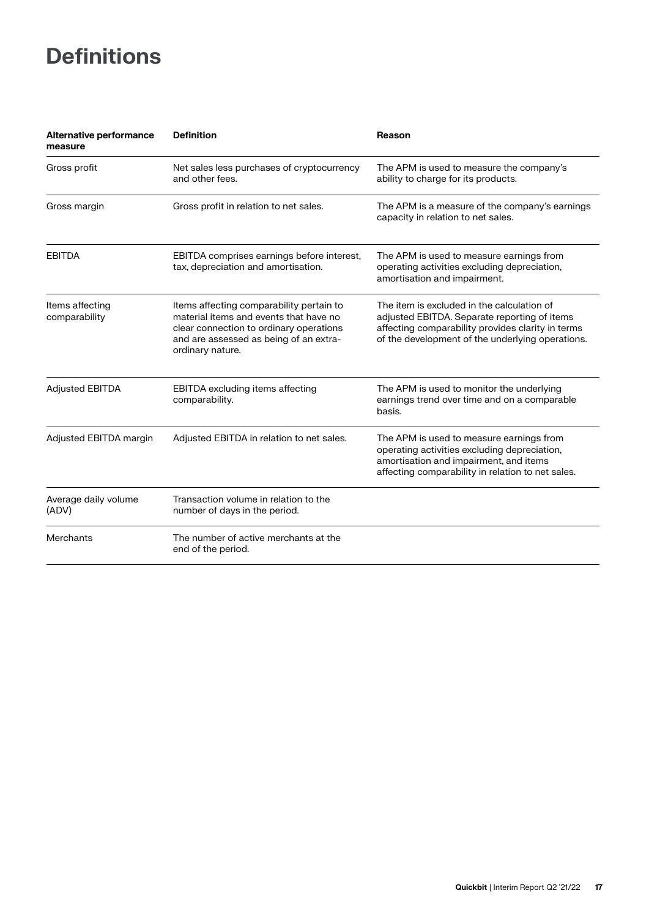# Definitions

| Alternative performance measure | Definition | Reason |
|---|---|---|
| Gross profit | Net sales less purchases of cryptocurrency and other fees. | The APM is used to measure the company's ability to charge for its products. |
| Gross margin | Gross profit in relation to net sales. | The APM is a measure of the company's earnings capacity in relation to net sales. |
| EBITDA | EBITDA comprises earnings before interest, tax, depreciation and amortisation. | The APM is used to measure earnings from operating activities excluding depreciation, amortisation and impairment. |
| Items affecting comparability | Items affecting comparability pertain to material items and events that have no clear connection to ordinary operations and are assessed as being of an extra-ordinary nature. | The item is excluded in the calculation of adjusted EBITDA. Separate reporting of items affecting comparability provides clarity in terms of the development of the underlying operations. |
| Adjusted EBITDA | EBITDA excluding items affecting comparability. | The APM is used to monitor the underlying earnings trend over time and on a comparable basis. |
| Adjusted EBITDA margin | Adjusted EBITDA in relation to net sales. | The APM is used to measure earnings from operating activities excluding depreciation, amortisation and impairment, and items affecting comparability in relation to net sales. |
| Average daily volume (ADV) | Transaction volume in relation to the number of days in the period. | |
| Merchants | The number of active merchants at the end of the period. | |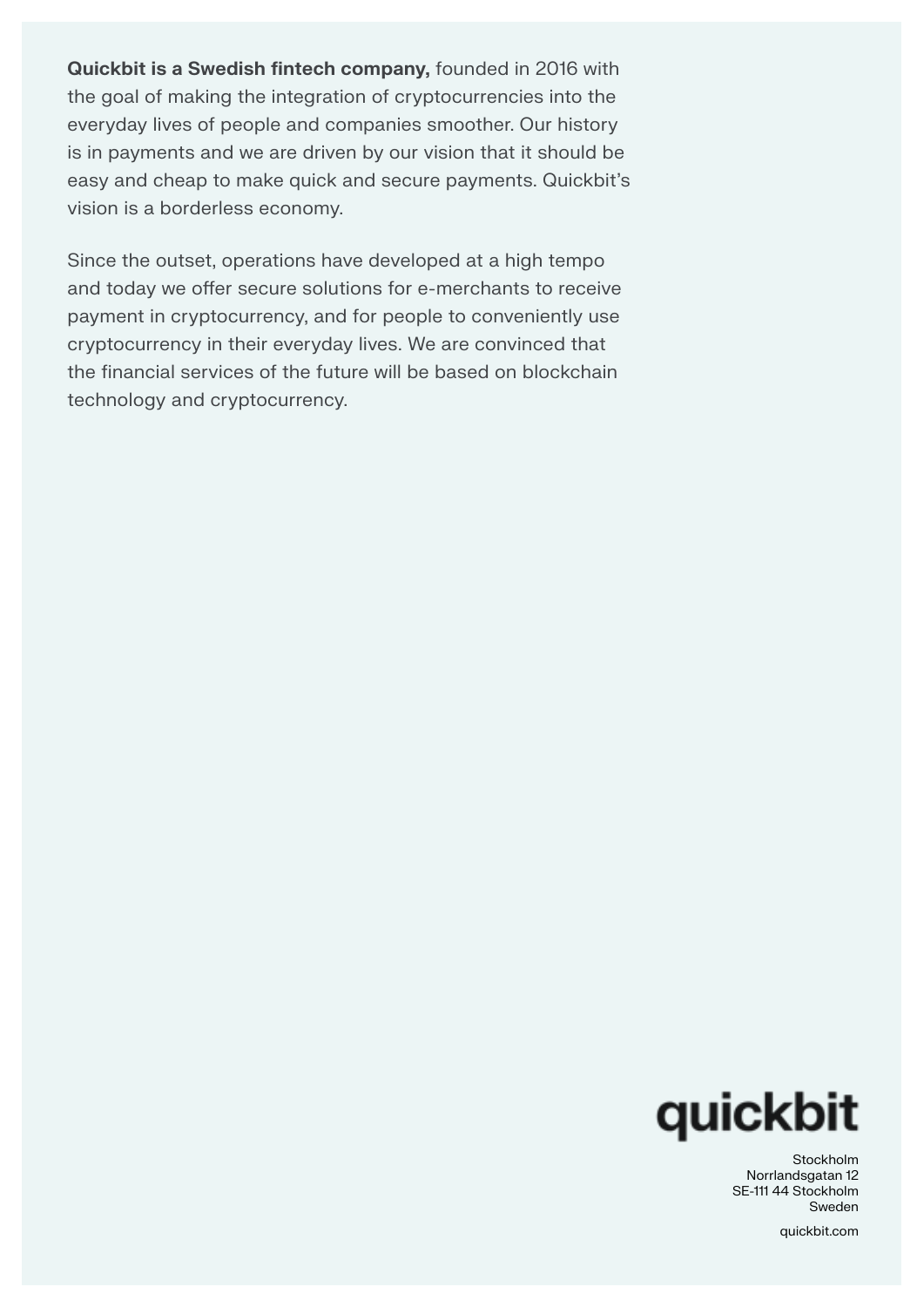**Quickbit is a Swedish fintech company,** founded in 2016 with the goal of making the integration of cryptocurrencies into the everyday lives of people and companies smoother. Our history is in payments and we are driven by our vision that it should be easy and cheap to make quick and secure payments. Quickbit's vision is a borderless economy.

Since the outset, operations have developed at a high tempo and today we offer secure solutions for e-merchants to receive payment in cryptocurrency, and for people to conveniently use cryptocurrency in their everyday lives. We are convinced that the financial services of the future will be based on blockchain technology and cryptocurrency.

quickbit

Stockholm
Norrlandsgatan 12
SE-111 44 Stockholm
Sweden

quickbit.com